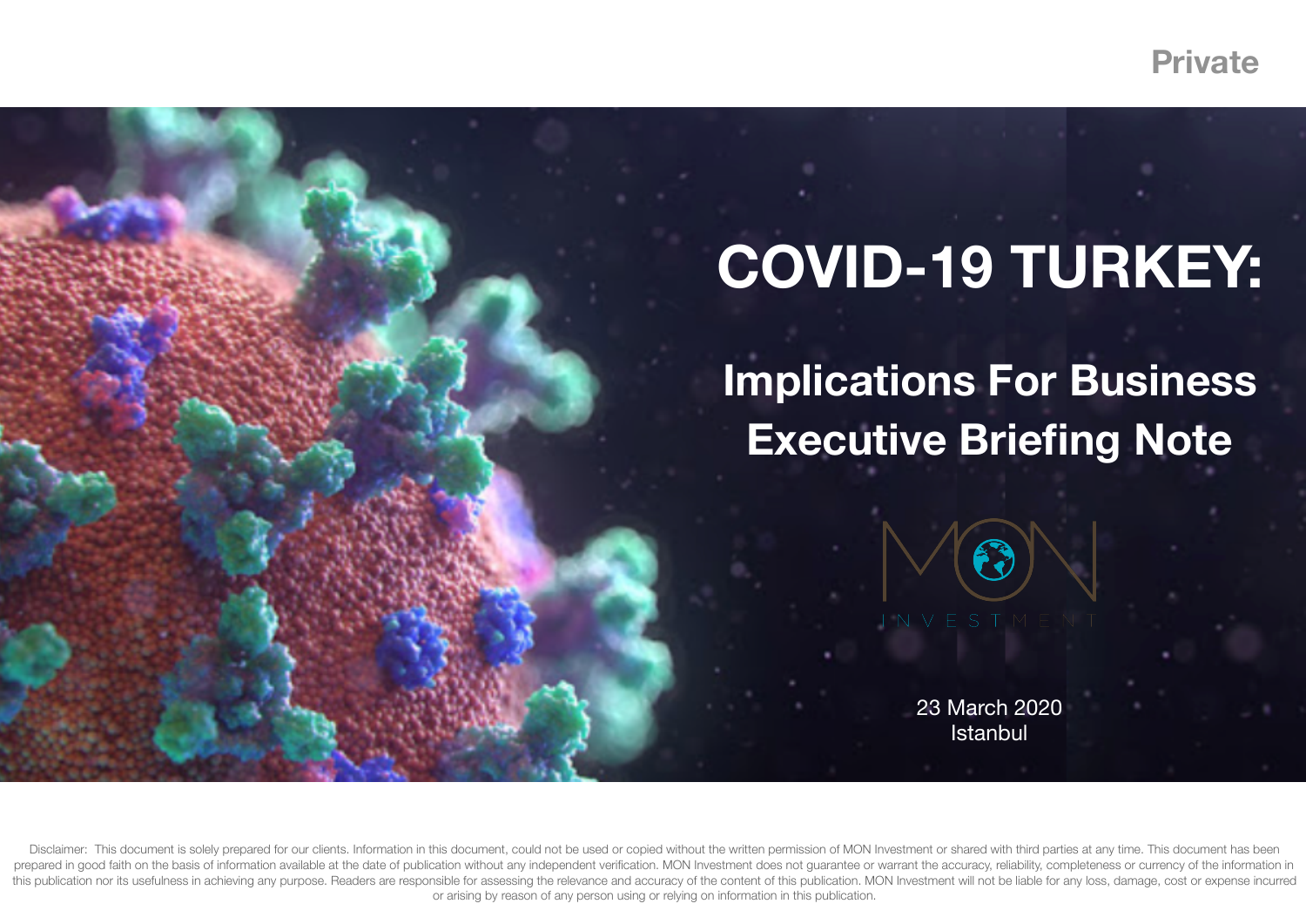Private

# COVID-19 TURKEY:

## Implications For Business
## Executive Briefing Note

MON INVESTMENT

23 March 2020
Istanbul

Disclaimer: This document is solely prepared for our clients. Information in this document, could not be used or copied without the written permission of MON Investment or shared with third parties at any time. This document has been prepared in good faith on the basis of information available at the date of publication without any independent verification. MON Investment does not guarantee or warrant the accuracy, reliability, completeness or currency of the information in this publication nor its usefulness in achieving any purpose. Readers are responsible for assessing the relevance and accuracy of the content of this publication. MON Investment will not be liable for any loss, damage, cost or expense incurred or arising by reason of any person using or relying on information in this publication.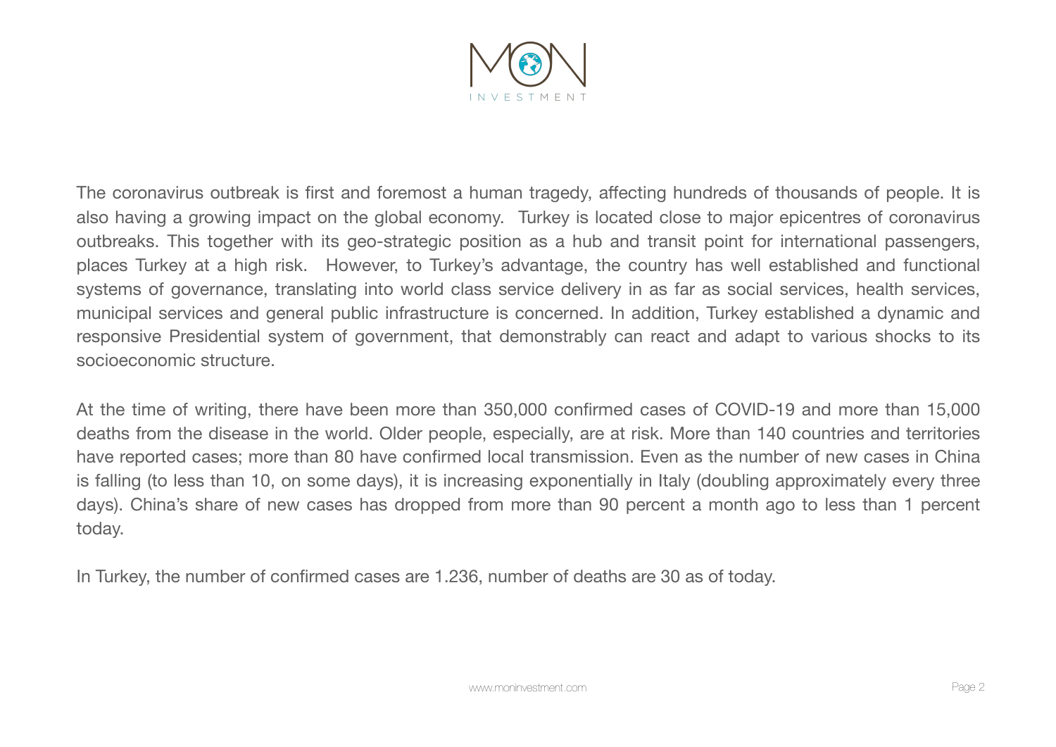The coronavirus outbreak is first and foremost a human tragedy, affecting hundreds of thousands of people. It is also having a growing impact on the global economy.  Turkey is located close to major epicentres of coronavirus outbreaks. This together with its geo-strategic position as a hub and transit point for international passengers, places Turkey at a high risk.  However, to Turkey's advantage, the country has well established and functional systems of governance, translating into world class service delivery in as far as social services, health services, municipal services and general public infrastructure is concerned. In addition, Turkey established a dynamic and responsive Presidential system of government, that demonstrably can react and adapt to various shocks to its socioeconomic structure.

At the time of writing, there have been more than 350,000 confirmed cases of COVID-19 and more than 15,000 deaths from the disease in the world. Older people, especially, are at risk. More than 140 countries and territories have reported cases; more than 80 have confirmed local transmission. Even as the number of new cases in China is falling (to less than 10, on some days), it is increasing exponentially in Italy (doubling approximately every three days). China's share of new cases has dropped from more than 90 percent a month ago to less than 1 percent today.

In Turkey, the number of confirmed cases are 1.236, number of deaths are 30 as of today.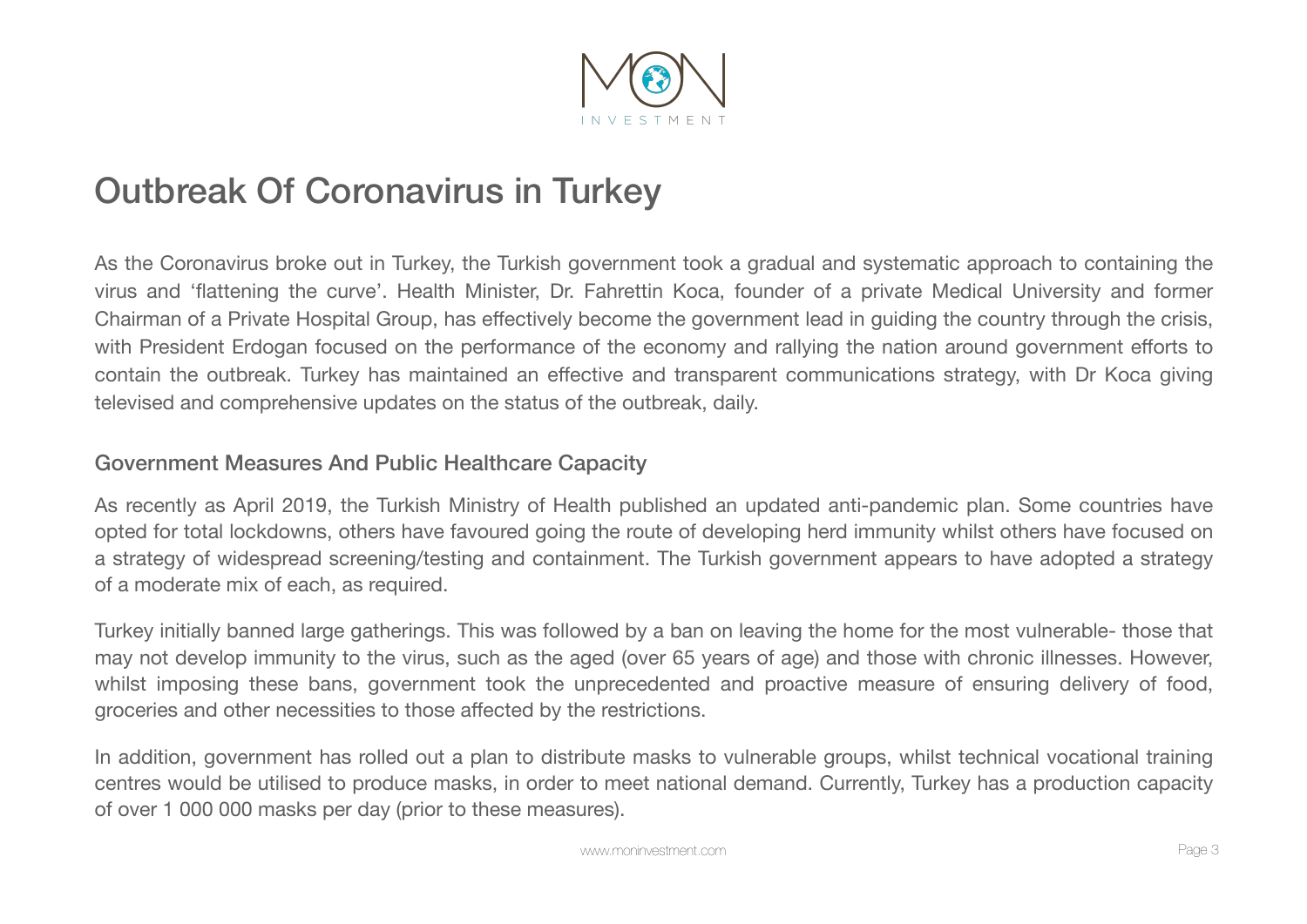# Outbreak Of Coronavirus in Turkey

As the Coronavirus broke out in Turkey, the Turkish government took a gradual and systematic approach to containing the virus and 'flattening the curve'. Health Minister, Dr. Fahrettin Koca, founder of a private Medical University and former Chairman of a Private Hospital Group, has effectively become the government lead in guiding the country through the crisis, with President Erdogan focused on the performance of the economy and rallying the nation around government efforts to contain the outbreak. Turkey has maintained an effective and transparent communications strategy, with Dr Koca giving televised and comprehensive updates on the status of the outbreak, daily.

## Government Measures And Public Healthcare Capacity

As recently as April 2019, the Turkish Ministry of Health published an updated anti-pandemic plan. Some countries have opted for total lockdowns, others have favoured going the route of developing herd immunity whilst others have focused on a strategy of widespread screening/testing and containment. The Turkish government appears to have adopted a strategy of a moderate mix of each, as required.

Turkey initially banned large gatherings. This was followed by a ban on leaving the home for the most vulnerable- those that may not develop immunity to the virus, such as the aged (over 65 years of age) and those with chronic illnesses. However, whilst imposing these bans, government took the unprecedented and proactive measure of ensuring delivery of food, groceries and other necessities to those affected by the restrictions.

In addition, government has rolled out a plan to distribute masks to vulnerable groups, whilst technical vocational training centres would be utilised to produce masks, in order to meet national demand. Currently, Turkey has a production capacity of over 1 000 000 masks per day (prior to these measures).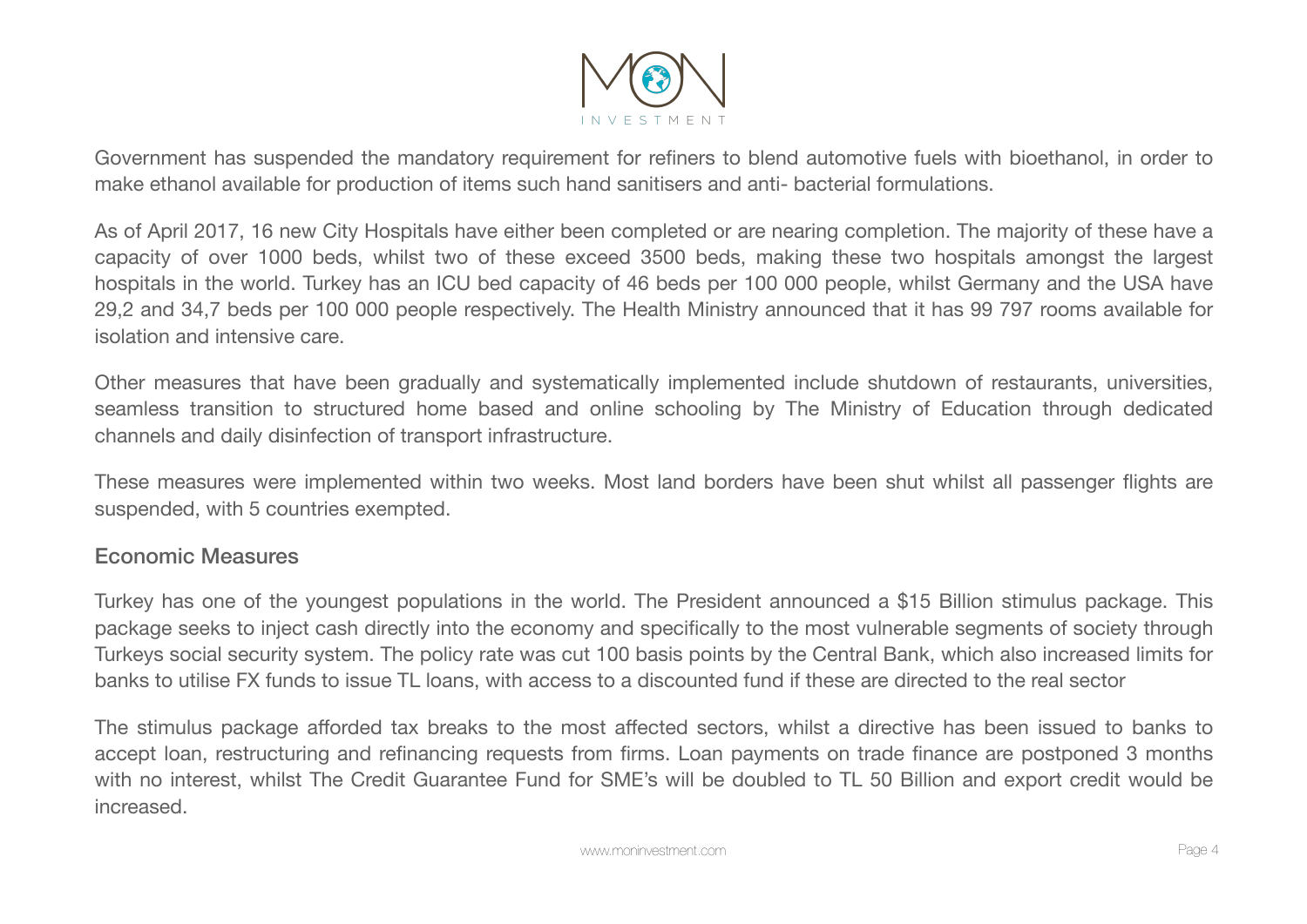Government has suspended the mandatory requirement for refiners to blend automotive fuels with bioethanol, in order to make ethanol available for production of items such hand sanitisers and anti- bacterial formulations.

As of April 2017, 16 new City Hospitals have either been completed or are nearing completion. The majority of these have a capacity of over 1000 beds, whilst two of these exceed 3500 beds, making these two hospitals amongst the largest hospitals in the world. Turkey has an ICU bed capacity of 46 beds per 100 000 people, whilst Germany and the USA have 29,2 and 34,7 beds per 100 000 people respectively. The Health Ministry announced that it has 99 797 rooms available for isolation and intensive care.

Other measures that have been gradually and systematically implemented include shutdown of restaurants, universities, seamless transition to structured home based and online schooling by The Ministry of Education through dedicated channels and daily disinfection of transport infrastructure.

These measures were implemented within two weeks. Most land borders have been shut whilst all passenger flights are suspended, with 5 countries exempted.

## Economic Measures

Turkey has one of the youngest populations in the world. The President announced a $15 Billion stimulus package. This package seeks to inject cash directly into the economy and specifically to the most vulnerable segments of society through Turkeys social security system. The policy rate was cut 100 basis points by the Central Bank, which also increased limits for banks to utilise FX funds to issue TL loans, with access to a discounted fund if these are directed to the real sector

The stimulus package afforded tax breaks to the most affected sectors, whilst a directive has been issued to banks to accept loan, restructuring and refinancing requests from firms. Loan payments on trade finance are postponed 3 months with no interest, whilst The Credit Guarantee Fund for SME's will be doubled to TL 50 Billion and export credit would be increased.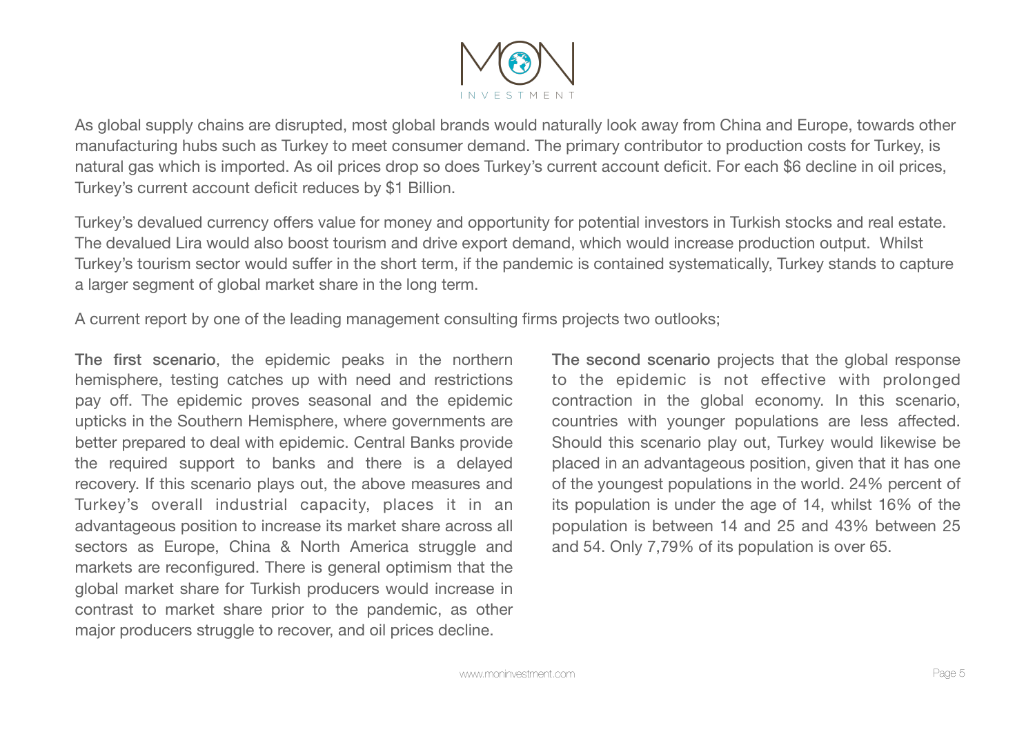As global supply chains are disrupted, most global brands would naturally look away from China and Europe, towards other manufacturing hubs such as Turkey to meet consumer demand. The primary contributor to production costs for Turkey, is natural gas which is imported. As oil prices drop so does Turkey's current account deficit. For each $6 decline in oil prices, Turkey's current account deficit reduces by $1 Billion.

Turkey's devalued currency offers value for money and opportunity for potential investors in Turkish stocks and real estate. The devalued Lira would also boost tourism and drive export demand, which would increase production output. Whilst Turkey's tourism sector would suffer in the short term, if the pandemic is contained systematically, Turkey stands to capture a larger segment of global market share in the long term.

A current report by one of the leading management consulting firms projects two outlooks;

**The first scenario**, the epidemic peaks in the northern hemisphere, testing catches up with need and restrictions pay off. The epidemic proves seasonal and the epidemic upticks in the Southern Hemisphere, where governments are better prepared to deal with epidemic. Central Banks provide the required support to banks and there is a delayed recovery. If this scenario plays out, the above measures and Turkey's overall industrial capacity, places it in an advantageous position to increase its market share across all sectors as Europe, China & North America struggle and markets are reconfigured. There is general optimism that the global market share for Turkish producers would increase in contrast to market share prior to the pandemic, as other major producers struggle to recover, and oil prices decline.

**The second scenario** projects that the global response to the epidemic is not effective with prolonged contraction in the global economy. In this scenario, countries with younger populations are less affected. Should this scenario play out, Turkey would likewise be placed in an advantageous position, given that it has one of the youngest populations in the world. 24% percent of its population is under the age of 14, whilst 16% of the population is between 14 and 25 and 43% between 25 and 54. Only 7,79% of its population is over 65.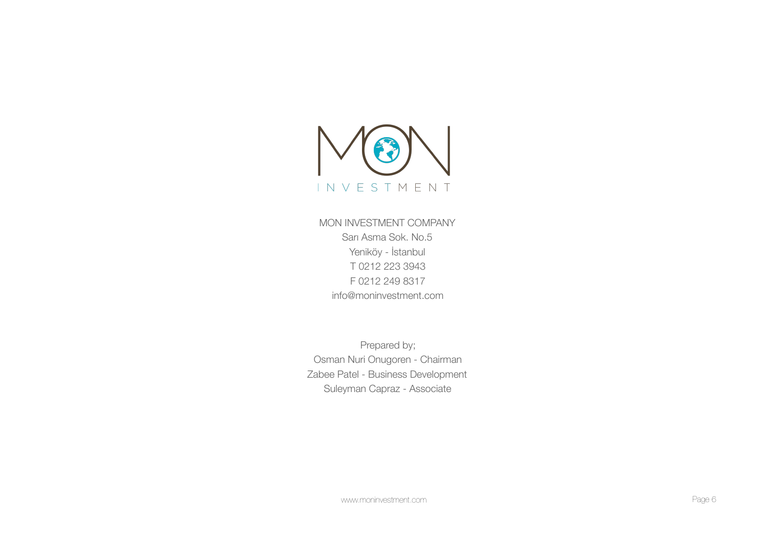MON

INVESTMENT

MON INVESTMENT COMPANY
Sarı Asma Sok. No.5
Yeniköy - İstanbul
T 0212 223 3943
F 0212 249 8317
info@moninvestment.com

Prepared by;
Osman Nuri Onugoren - Chairman
Zabee Patel - Business Development
Suleyman Capraz - Associate